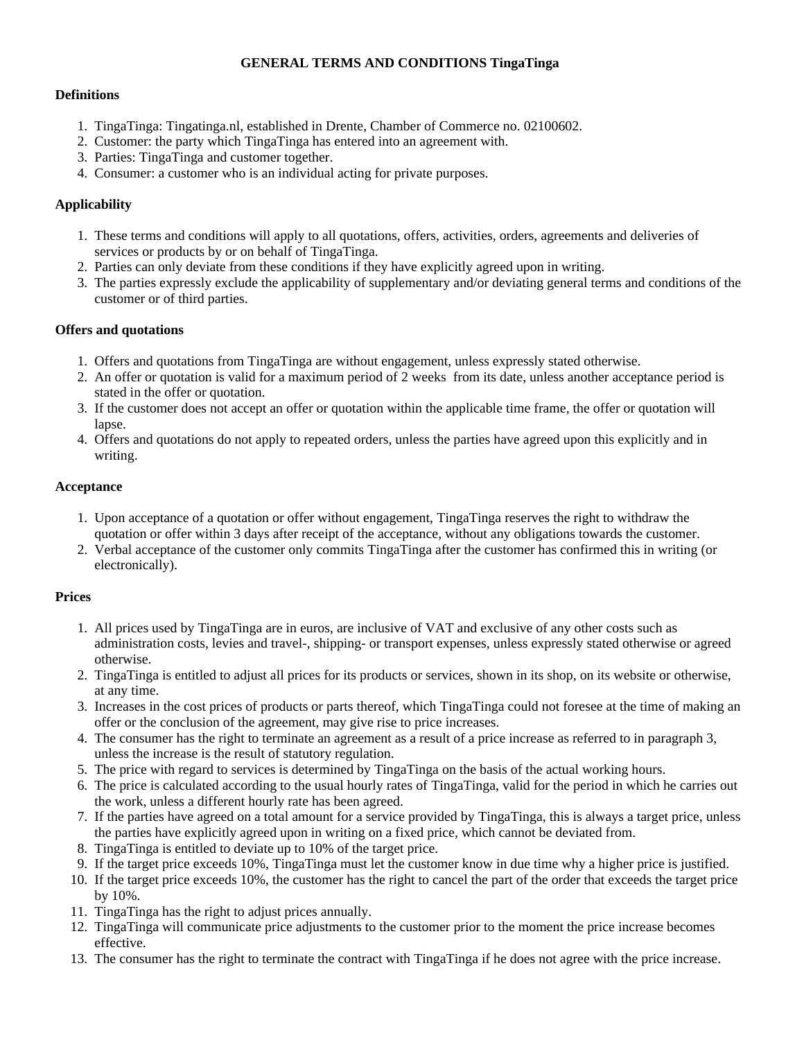# GENERAL TERMS AND CONDITIONS TingaTinga

## Definitions

1. TingaTinga: Tingatinga.nl, established in Drente, Chamber of Commerce no. 02100602.
2. Customer: the party which TingaTinga has entered into an agreement with.
3. Parties: TingaTinga and customer together.
4. Consumer: a customer who is an individual acting for private purposes.

## Applicability

1. These terms and conditions will apply to all quotations, offers, activities, orders, agreements and deliveries of services or products by or on behalf of TingaTinga.
2. Parties can only deviate from these conditions if they have explicitly agreed upon in writing.
3. The parties expressly exclude the applicability of supplementary and/or deviating general terms and conditions of the customer or of third parties.

## Offers and quotations

1. Offers and quotations from TingaTinga are without engagement, unless expressly stated otherwise.
2. An offer or quotation is valid for a maximum period of 2 weeks from its date, unless another acceptance period is stated in the offer or quotation.
3. If the customer does not accept an offer or quotation within the applicable time frame, the offer or quotation will lapse.
4. Offers and quotations do not apply to repeated orders, unless the parties have agreed upon this explicitly and in writing.

## Acceptance

1. Upon acceptance of a quotation or offer without engagement, TingaTinga reserves the right to withdraw the quotation or offer within 3 days after receipt of the acceptance, without any obligations towards the customer.
2. Verbal acceptance of the customer only commits TingaTinga after the customer has confirmed this in writing (or electronically).

## Prices

1. All prices used by TingaTinga are in euros, are inclusive of VAT and exclusive of any other costs such as administration costs, levies and travel-, shipping- or transport expenses, unless expressly stated otherwise or agreed otherwise.
2. TingaTinga is entitled to adjust all prices for its products or services, shown in its shop, on its website or otherwise, at any time.
3. Increases in the cost prices of products or parts thereof, which TingaTinga could not foresee at the time of making an offer or the conclusion of the agreement, may give rise to price increases.
4. The consumer has the right to terminate an agreement as a result of a price increase as referred to in paragraph 3, unless the increase is the result of statutory regulation.
5. The price with regard to services is determined by TingaTinga on the basis of the actual working hours.
6. The price is calculated according to the usual hourly rates of TingaTinga, valid for the period in which he carries out the work, unless a different hourly rate has been agreed.
7. If the parties have agreed on a total amount for a service provided by TingaTinga, this is always a target price, unless the parties have explicitly agreed upon in writing on a fixed price, which cannot be deviated from.
8. TingaTinga is entitled to deviate up to 10% of the target price.
9. If the target price exceeds 10%, TingaTinga must let the customer know in due time why a higher price is justified.
10. If the target price exceeds 10%, the customer has the right to cancel the part of the order that exceeds the target price by 10%.
11. TingaTinga has the right to adjust prices annually.
12. TingaTinga will communicate price adjustments to the customer prior to the moment the price increase becomes effective.
13. The consumer has the right to terminate the contract with TingaTinga if he does not agree with the price increase.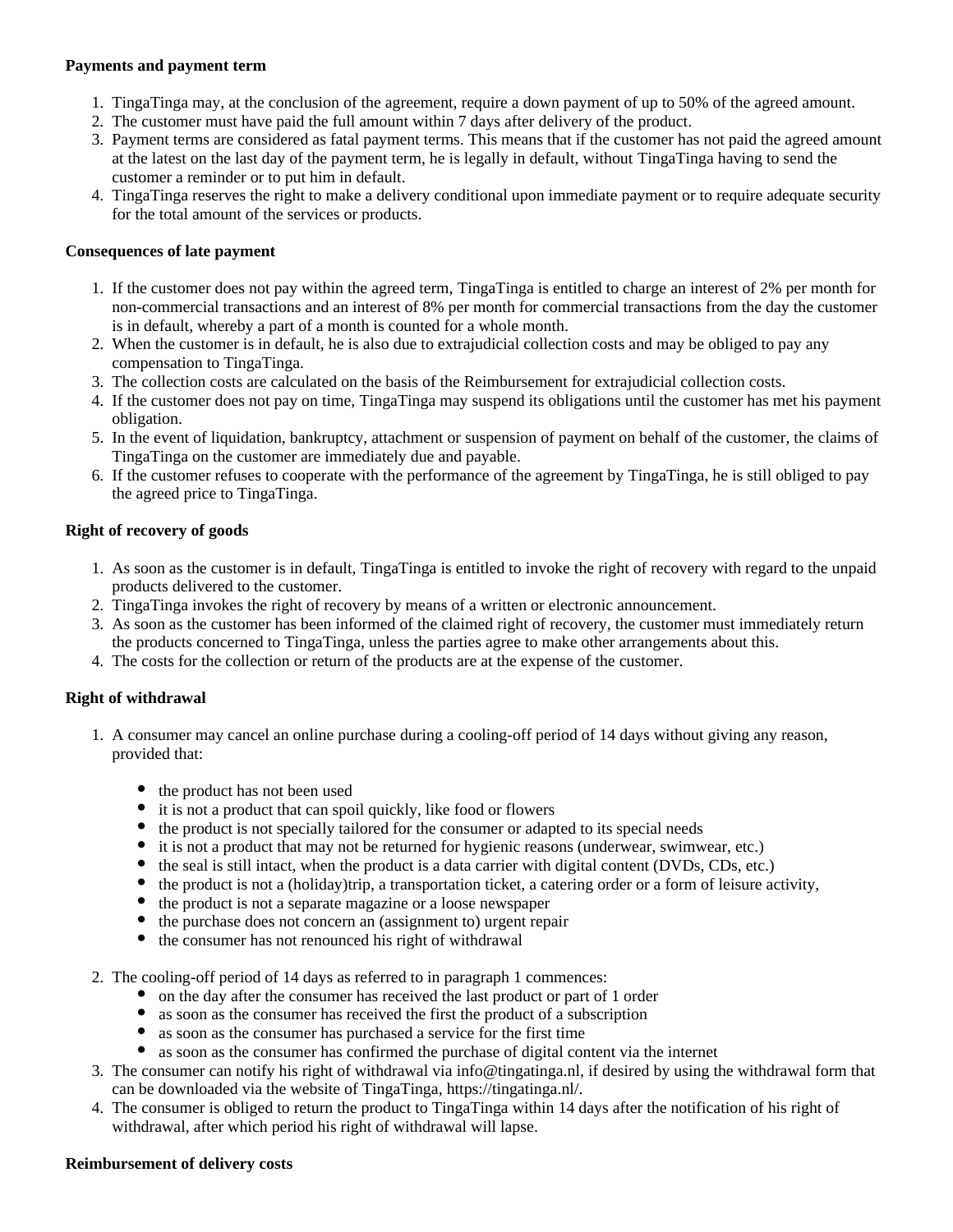**Payments and payment term**

1. TingaTinga may, at the conclusion of the agreement, require a down payment of up to 50% of the agreed amount.
2. The customer must have paid the full amount within 7 days after delivery of the product.
3. Payment terms are considered as fatal payment terms. This means that if the customer has not paid the agreed amount at the latest on the last day of the payment term, he is legally in default, without TingaTinga having to send the customer a reminder or to put him in default.
4. TingaTinga reserves the right to make a delivery conditional upon immediate payment or to require adequate security for the total amount of the services or products.

**Consequences of late payment**

1. If the customer does not pay within the agreed term, TingaTinga is entitled to charge an interest of 2% per month for non-commercial transactions and an interest of 8% per month for commercial transactions from the day the customer is in default, whereby a part of a month is counted for a whole month.
2. When the customer is in default, he is also due to extrajudicial collection costs and may be obliged to pay any compensation to TingaTinga.
3. The collection costs are calculated on the basis of the Reimbursement for extrajudicial collection costs.
4. If the customer does not pay on time, TingaTinga may suspend its obligations until the customer has met his payment obligation.
5. In the event of liquidation, bankruptcy, attachment or suspension of payment on behalf of the customer, the claims of TingaTinga on the customer are immediately due and payable.
6. If the customer refuses to cooperate with the performance of the agreement by TingaTinga, he is still obliged to pay the agreed price to TingaTinga.

**Right of recovery of goods**

1. As soon as the customer is in default, TingaTinga is entitled to invoke the right of recovery with regard to the unpaid products delivered to the customer.
2. TingaTinga invokes the right of recovery by means of a written or electronic announcement.
3. As soon as the customer has been informed of the claimed right of recovery, the customer must immediately return the products concerned to TingaTinga, unless the parties agree to make other arrangements about this.
4. The costs for the collection or return of the products are at the expense of the customer.

**Right of withdrawal**

1. A consumer may cancel an online purchase during a cooling-off period of 14 days without giving any reason, provided that:
   - the product has not been used
   - it is not a product that can spoil quickly, like food or flowers
   - the product is not specially tailored for the consumer or adapted to its special needs
   - it is not a product that may not be returned for hygienic reasons (underwear, swimwear, etc.)
   - the seal is still intact, when the product is a data carrier with digital content (DVDs, CDs, etc.)
   - the product is not a (holiday)trip, a transportation ticket, a catering order or a form of leisure activity,
   - the product is not a separate magazine or a loose newspaper
   - the purchase does not concern an (assignment to) urgent repair
   - the consumer has not renounced his right of withdrawal
2. The cooling-off period of 14 days as referred to in paragraph 1 commences:
   - on the day after the consumer has received the last product or part of 1 order
   - as soon as the consumer has received the first the product of a subscription
   - as soon as the consumer has purchased a service for the first time
   - as soon as the consumer has confirmed the purchase of digital content via the internet
3. The consumer can notify his right of withdrawal via info@tingatinga.nl, if desired by using the withdrawal form that can be downloaded via the website of TingaTinga, https://tingatinga.nl/.
4. The consumer is obliged to return the product to TingaTinga within 14 days after the notification of his right of withdrawal, after which period his right of withdrawal will lapse.

**Reimbursement of delivery costs**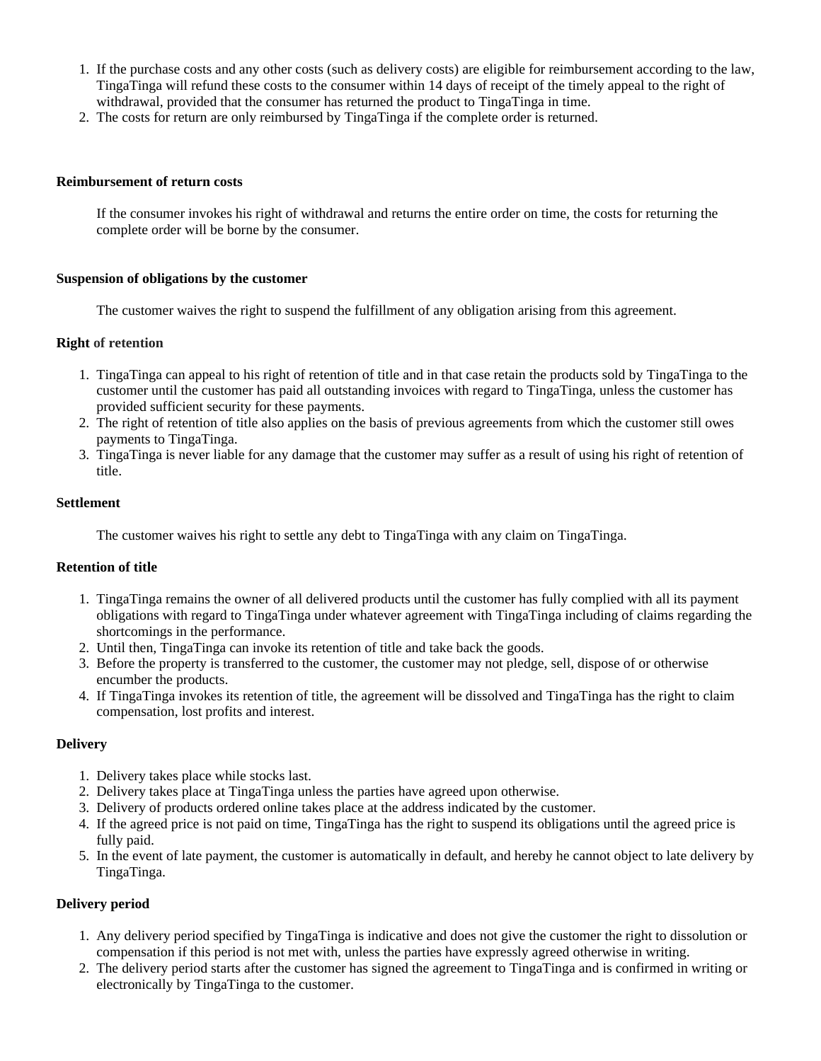1. If the purchase costs and any other costs (such as delivery costs) are eligible for reimbursement according to the law, TingaTinga will refund these costs to the consumer within 14 days of receipt of the timely appeal to the right of withdrawal, provided that the consumer has returned the product to TingaTinga in time.
2. The costs for return are only reimbursed by TingaTinga if the complete order is returned.

**Reimbursement of return costs**

If the consumer invokes his right of withdrawal and returns the entire order on time, the costs for returning the complete order will be borne by the consumer.

**Suspension of obligations by the customer**

The customer waives the right to suspend the fulfillment of any obligation arising from this agreement.

**Right of retention**

1. TingaTinga can appeal to his right of retention of title and in that case retain the products sold by TingaTinga to the customer until the customer has paid all outstanding invoices with regard to TingaTinga, unless the customer has provided sufficient security for these payments.
2. The right of retention of title also applies on the basis of previous agreements from which the customer still owes payments to TingaTinga.
3. TingaTinga is never liable for any damage that the customer may suffer as a result of using his right of retention of title.

**Settlement**

The customer waives his right to settle any debt to TingaTinga with any claim on TingaTinga.

**Retention of title**

1. TingaTinga remains the owner of all delivered products until the customer has fully complied with all its payment obligations with regard to TingaTinga under whatever agreement with TingaTinga including of claims regarding the shortcomings in the performance.
2. Until then, TingaTinga can invoke its retention of title and take back the goods.
3. Before the property is transferred to the customer, the customer may not pledge, sell, dispose of or otherwise encumber the products.
4. If TingaTinga invokes its retention of title, the agreement will be dissolved and TingaTinga has the right to claim compensation, lost profits and interest.

**Delivery**

1. Delivery takes place while stocks last.
2. Delivery takes place at TingaTinga unless the parties have agreed upon otherwise.
3. Delivery of products ordered online takes place at the address indicated by the customer.
4. If the agreed price is not paid on time, TingaTinga has the right to suspend its obligations until the agreed price is fully paid.
5. In the event of late payment, the customer is automatically in default, and hereby he cannot object to late delivery by TingaTinga.

**Delivery period**

1. Any delivery period specified by TingaTinga is indicative and does not give the customer the right to dissolution or compensation if this period is not met with, unless the parties have expressly agreed otherwise in writing.
2. The delivery period starts after the customer has signed the agreement to TingaTinga and is confirmed in writing or electronically by TingaTinga to the customer.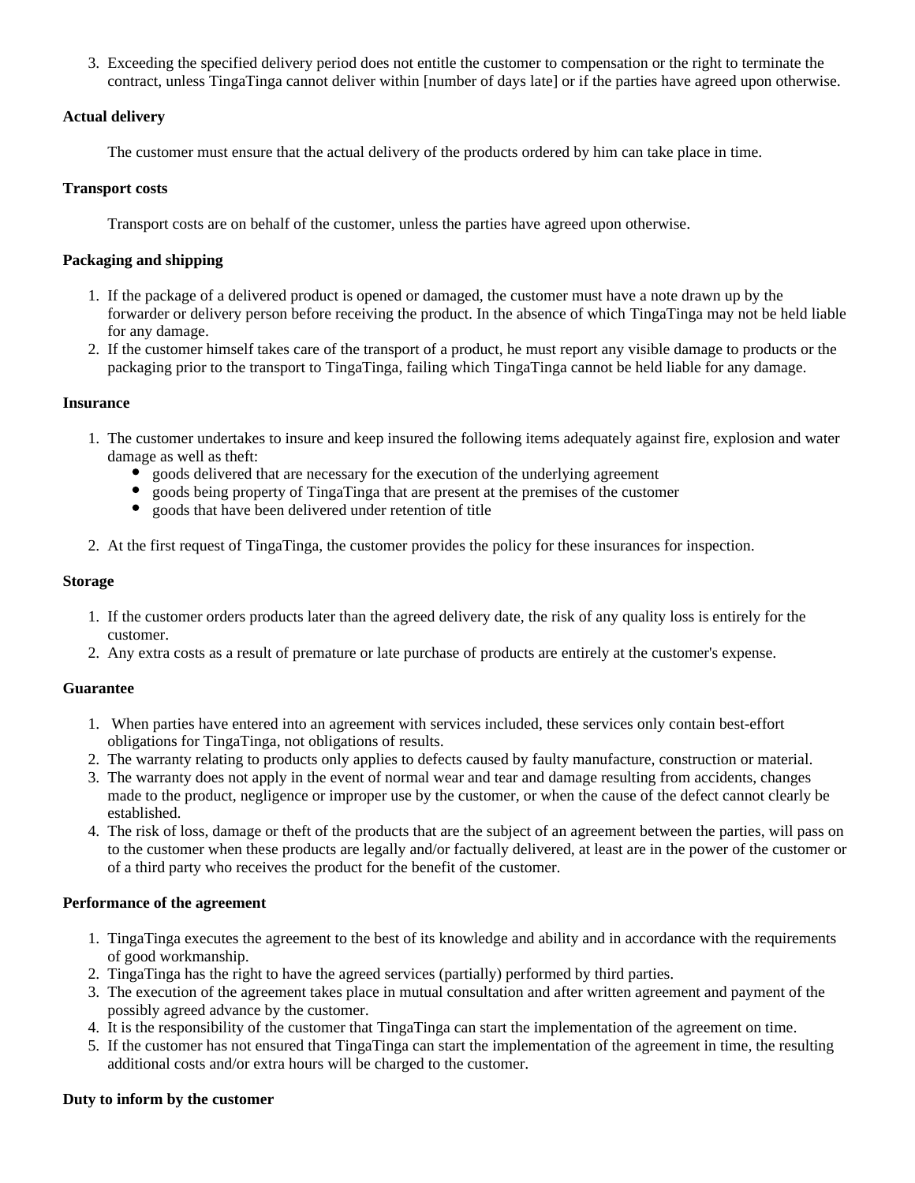3. Exceeding the specified delivery period does not entitle the customer to compensation or the right to terminate the contract, unless TingaTinga cannot deliver within [number of days late] or if the parties have agreed upon otherwise.

**Actual delivery**

The customer must ensure that the actual delivery of the products ordered by him can take place in time.

**Transport costs**

Transport costs are on behalf of the customer, unless the parties have agreed upon otherwise.

**Packaging and shipping**

1. If the package of a delivered product is opened or damaged, the customer must have a note drawn up by the forwarder or delivery person before receiving the product. In the absence of which TingaTinga may not be held liable for any damage.
2. If the customer himself takes care of the transport of a product, he must report any visible damage to products or the packaging prior to the transport to TingaTinga, failing which TingaTinga cannot be held liable for any damage.

**Insurance**

1. The customer undertakes to insure and keep insured the following items adequately against fire, explosion and water damage as well as theft:
    - goods delivered that are necessary for the execution of the underlying agreement
    - goods being property of TingaTinga that are present at the premises of the customer
    - goods that have been delivered under retention of title
2. At the first request of TingaTinga, the customer provides the policy for these insurances for inspection.

**Storage**

1. If the customer orders products later than the agreed delivery date, the risk of any quality loss is entirely for the customer.
2. Any extra costs as a result of premature or late purchase of products are entirely at the customer's expense.

**Guarantee**

1. When parties have entered into an agreement with services included, these services only contain best-effort obligations for TingaTinga, not obligations of results.
2. The warranty relating to products only applies to defects caused by faulty manufacture, construction or material.
3. The warranty does not apply in the event of normal wear and tear and damage resulting from accidents, changes made to the product, negligence or improper use by the customer, or when the cause of the defect cannot clearly be established.
4. The risk of loss, damage or theft of the products that are the subject of an agreement between the parties, will pass on to the customer when these products are legally and/or factually delivered, at least are in the power of the customer or of a third party who receives the product for the benefit of the customer.

**Performance of the agreement**

1. TingaTinga executes the agreement to the best of its knowledge and ability and in accordance with the requirements of good workmanship.
2. TingaTinga has the right to have the agreed services (partially) performed by third parties.
3. The execution of the agreement takes place in mutual consultation and after written agreement and payment of the possibly agreed advance by the customer.
4. It is the responsibility of the customer that TingaTinga can start the implementation of the agreement on time.
5. If the customer has not ensured that TingaTinga can start the implementation of the agreement in time, the resulting additional costs and/or extra hours will be charged to the customer.

**Duty to inform by the customer**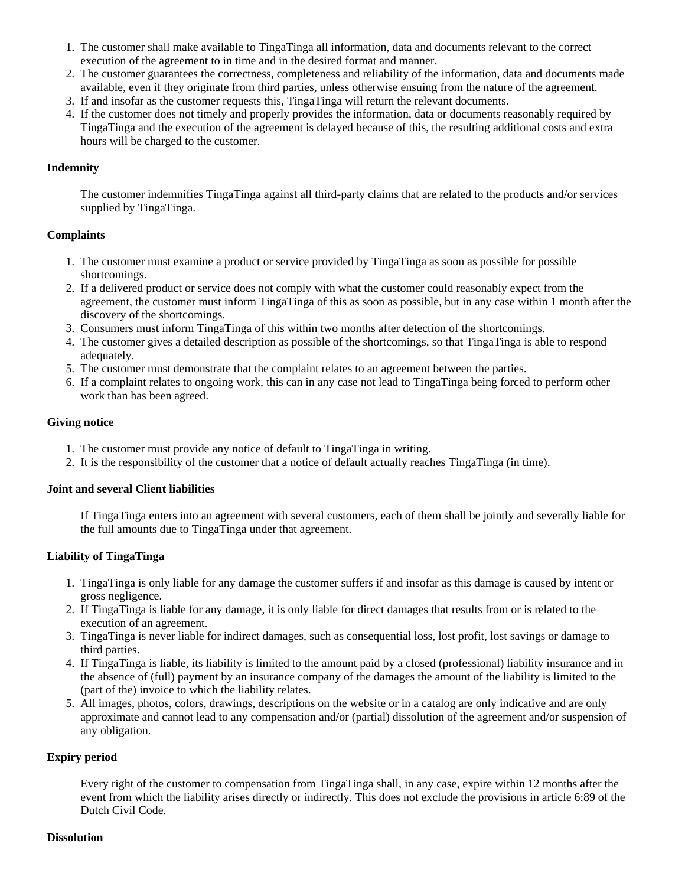1. The customer shall make available to TingaTinga all information, data and documents relevant to the correct execution of the agreement to in time and in the desired format and manner.
2. The customer guarantees the correctness, completeness and reliability of the information, data and documents made available, even if they originate from third parties, unless otherwise ensuing from the nature of the agreement.
3. If and insofar as the customer requests this, TingaTinga will return the relevant documents.
4. If the customer does not timely and properly provides the information, data or documents reasonably required by TingaTinga and the execution of the agreement is delayed because of this, the resulting additional costs and extra hours will be charged to the customer.

**Indemnity**

The customer indemnifies TingaTinga against all third-party claims that are related to the products and/or services supplied by TingaTinga.

**Complaints**

1. The customer must examine a product or service provided by TingaTinga as soon as possible for possible shortcomings.
2. If a delivered product or service does not comply with what the customer could reasonably expect from the agreement, the customer must inform TingaTinga of this as soon as possible, but in any case within 1 month after the discovery of the shortcomings.
3. Consumers must inform TingaTinga of this within two months after detection of the shortcomings.
4. The customer gives a detailed description as possible of the shortcomings, so that TingaTinga is able to respond adequately.
5. The customer must demonstrate that the complaint relates to an agreement between the parties.
6. If a complaint relates to ongoing work, this can in any case not lead to TingaTinga being forced to perform other work than has been agreed.

**Giving notice**

1. The customer must provide any notice of default to TingaTinga in writing.
2. It is the responsibility of the customer that a notice of default actually reaches TingaTinga (in time).

**Joint and several Client liabilities**

If TingaTinga enters into an agreement with several customers, each of them shall be jointly and severally liable for the full amounts due to TingaTinga under that agreement.

**Liability of TingaTinga**

1. TingaTinga is only liable for any damage the customer suffers if and insofar as this damage is caused by intent or gross negligence.
2. If TingaTinga is liable for any damage, it is only liable for direct damages that results from or is related to the execution of an agreement.
3. TingaTinga is never liable for indirect damages, such as consequential loss, lost profit, lost savings or damage to third parties.
4. If TingaTinga is liable, its liability is limited to the amount paid by a closed (professional) liability insurance and in the absence of (full) payment by an insurance company of the damages the amount of the liability is limited to the (part of the) invoice to which the liability relates.
5. All images, photos, colors, drawings, descriptions on the website or in a catalog are only indicative and are only approximate and cannot lead to any compensation and/or (partial) dissolution of the agreement and/or suspension of any obligation.

**Expiry period**

Every right of the customer to compensation from TingaTinga shall, in any case, expire within 12 months after the event from which the liability arises directly or indirectly. This does not exclude the provisions in article 6:89 of the Dutch Civil Code.

**Dissolution**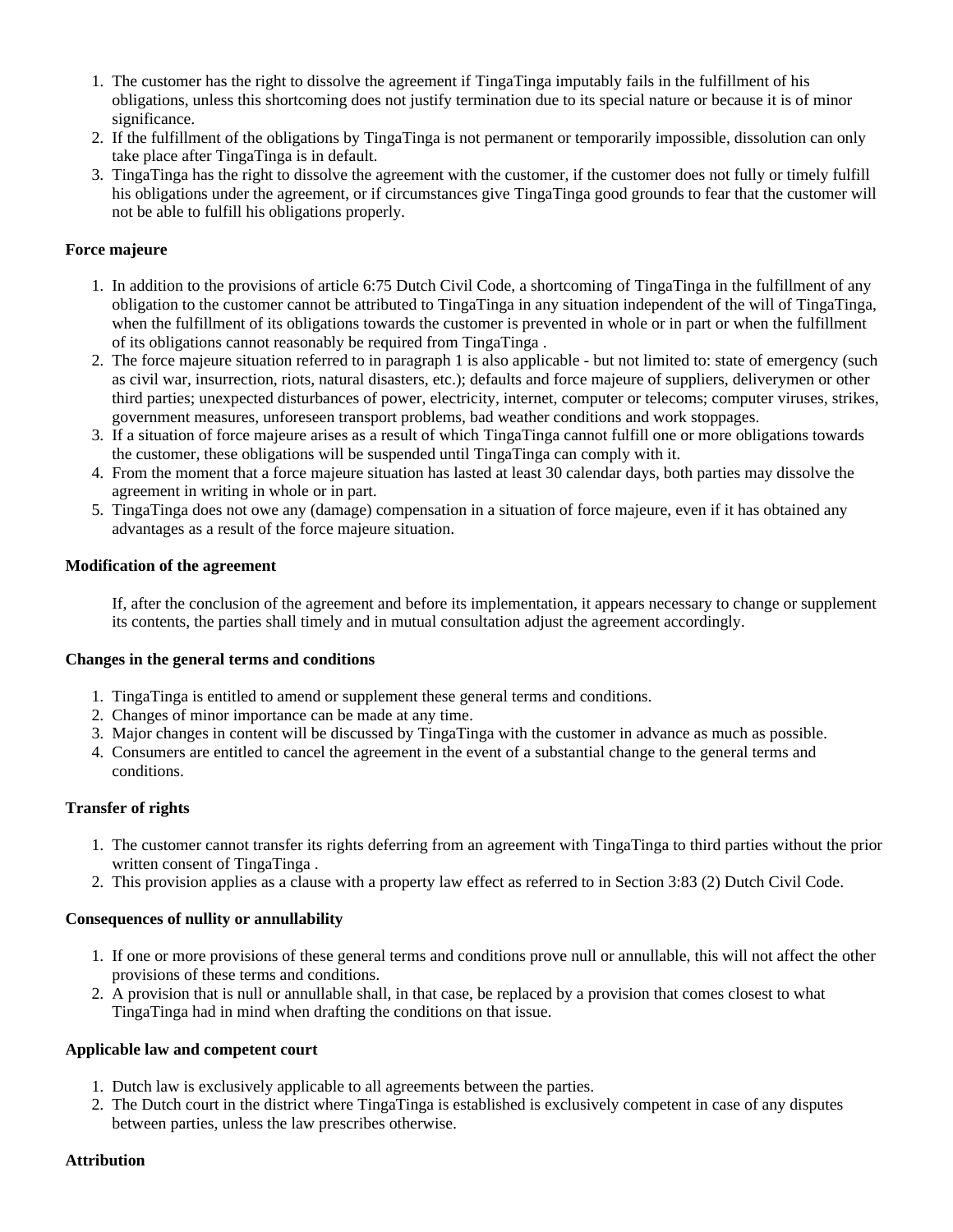1. The customer has the right to dissolve the agreement if TingaTinga imputably fails in the fulfillment of his obligations, unless this shortcoming does not justify termination due to its special nature or because it is of minor significance.
2. If the fulfillment of the obligations by TingaTinga is not permanent or temporarily impossible, dissolution can only take place after TingaTinga is in default.
3. TingaTinga has the right to dissolve the agreement with the customer, if the customer does not fully or timely fulfill his obligations under the agreement, or if circumstances give TingaTinga good grounds to fear that the customer will not be able to fulfill his obligations properly.

**Force majeure**

1. In addition to the provisions of article 6:75 Dutch Civil Code, a shortcoming of TingaTinga in the fulfillment of any obligation to the customer cannot be attributed to TingaTinga in any situation independent of the will of TingaTinga, when the fulfillment of its obligations towards the customer is prevented in whole or in part or when the fulfillment of its obligations cannot reasonably be required from TingaTinga .
2. The force majeure situation referred to in paragraph 1 is also applicable - but not limited to: state of emergency (such as civil war, insurrection, riots, natural disasters, etc.); defaults and force majeure of suppliers, deliverymen or other third parties; unexpected disturbances of power, electricity, internet, computer or telecoms; computer viruses, strikes, government measures, unforeseen transport problems, bad weather conditions and work stoppages.
3. If a situation of force majeure arises as a result of which TingaTinga cannot fulfill one or more obligations towards the customer, these obligations will be suspended until TingaTinga can comply with it.
4. From the moment that a force majeure situation has lasted at least 30 calendar days, both parties may dissolve the agreement in writing in whole or in part.
5. TingaTinga does not owe any (damage) compensation in a situation of force majeure, even if it has obtained any advantages as a result of the force majeure situation.

**Modification of the agreement**

If, after the conclusion of the agreement and before its implementation, it appears necessary to change or supplement its contents, the parties shall timely and in mutual consultation adjust the agreement accordingly.

**Changes in the general terms and conditions**

1. TingaTinga is entitled to amend or supplement these general terms and conditions.
2. Changes of minor importance can be made at any time.
3. Major changes in content will be discussed by TingaTinga with the customer in advance as much as possible.
4. Consumers are entitled to cancel the agreement in the event of a substantial change to the general terms and conditions.

**Transfer of rights**

1. The customer cannot transfer its rights deferring from an agreement with TingaTinga to third parties without the prior written consent of TingaTinga .
2. This provision applies as a clause with a property law effect as referred to in Section 3:83 (2) Dutch Civil Code.

**Consequences of nullity or annullability**

1. If one or more provisions of these general terms and conditions prove null or annullable, this will not affect the other provisions of these terms and conditions.
2. A provision that is null or annullable shall, in that case, be replaced by a provision that comes closest to what TingaTinga had in mind when drafting the conditions on that issue.

**Applicable law and competent court**

1. Dutch law is exclusively applicable to all agreements between the parties.
2. The Dutch court in the district where TingaTinga is established is exclusively competent in case of any disputes between parties, unless the law prescribes otherwise.

**Attribution**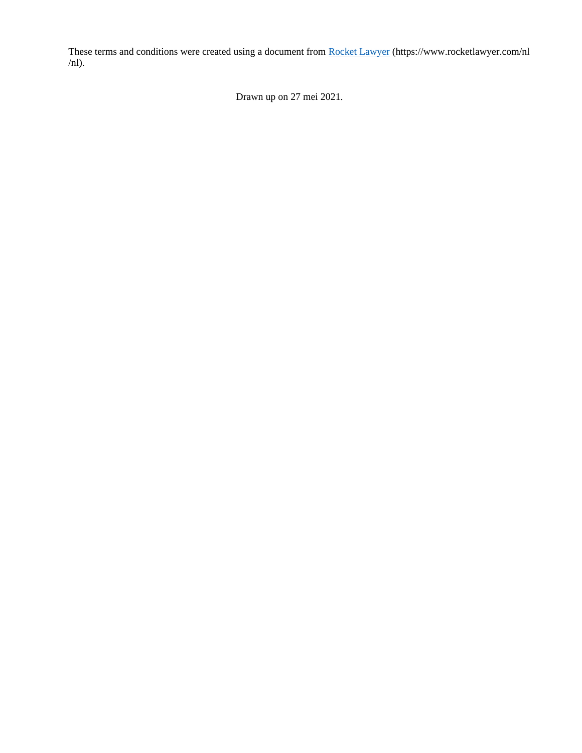These terms and conditions were created using a document from [Rocket Lawyer](https://www.rocketlawyer.com/nl/nl) (https://www.rocketlawyer.com/nl/nl).

Drawn up on 27 mei 2021.